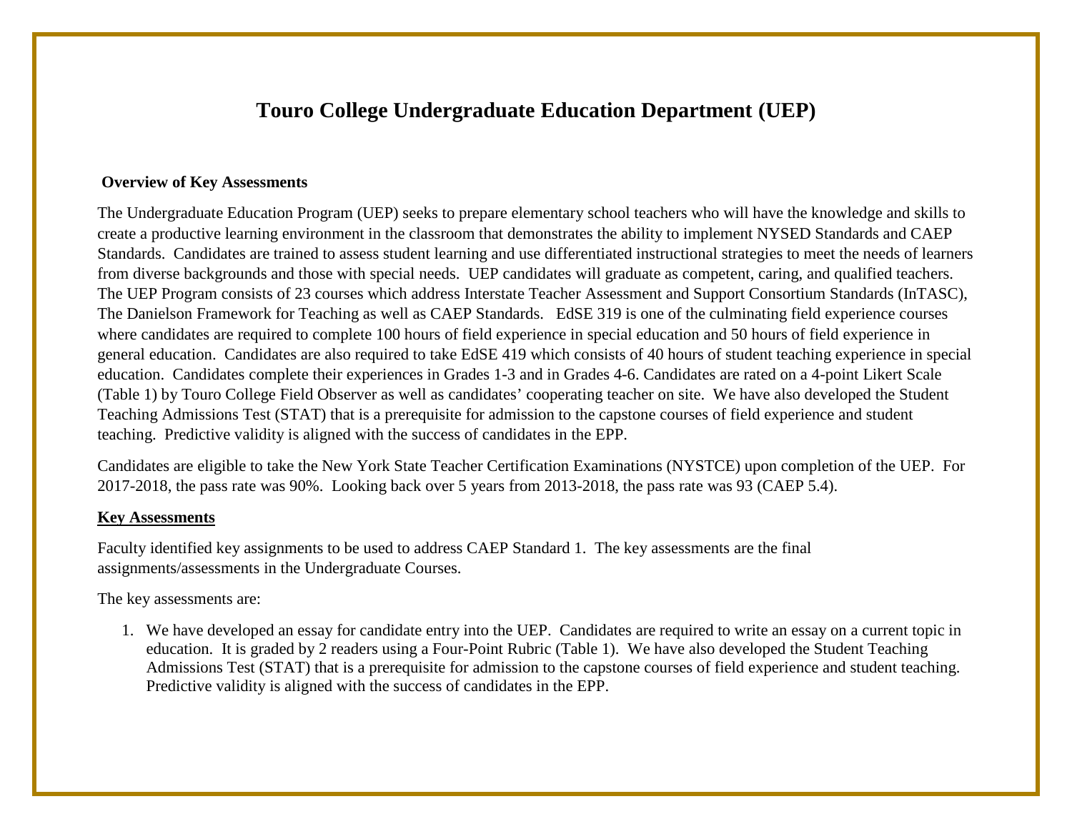# Touro College Undergraduate Education Department (UEP)

**Overview of Key Assessments**

The Undergraduate Education Program (UEP) seeks to prepare elementary school teachers who will have the knowledge and skills to create a productive learning environment in the classroom that demonstrates the ability to implement NYSED Standards and CAEP Standards. Candidates are trained to assess student learning and use differentiated instructional strategies to meet the needs of learners from diverse backgrounds and those with special needs. UEP candidates will graduate as competent, caring, and qualified teachers. The UEP Program consists of 23 courses which address Interstate Teacher Assessment and Support Consortium Standards (InTASC), The Danielson Framework for Teaching as well as CAEP Standards. EdSE 319 is one of the culminating field experience courses where candidates are required to complete 100 hours of field experience in special education and 50 hours of field experience in general education. Candidates are also required to take EdSE 419 which consists of 40 hours of student teaching experience in special education. Candidates complete their experiences in Grades 1-3 and in Grades 4-6. Candidates are rated on a 4-point Likert Scale (Table 1) by Touro College Field Observer as well as candidates' cooperating teacher on site. We have also developed the Student Teaching Admissions Test (STAT) that is a prerequisite for admission to the capstone courses of field experience and student teaching. Predictive validity is aligned with the success of candidates in the EPP.

Candidates are eligible to take the New York State Teacher Certification Examinations (NYSTCE) upon completion of the UEP. For 2017-2018, the pass rate was 90%. Looking back over 5 years from 2013-2018, the pass rate was 93 (CAEP 5.4).

**Key Assessments**

Faculty identified key assignments to be used to address CAEP Standard 1. The key assessments are the final assignments/assessments in the Undergraduate Courses.

The key assessments are:

1. We have developed an essay for candidate entry into the UEP. Candidates are required to write an essay on a current topic in education. It is graded by 2 readers using a Four-Point Rubric (Table 1). We have also developed the Student Teaching Admissions Test (STAT) that is a prerequisite for admission to the capstone courses of field experience and student teaching. Predictive validity is aligned with the success of candidates in the EPP.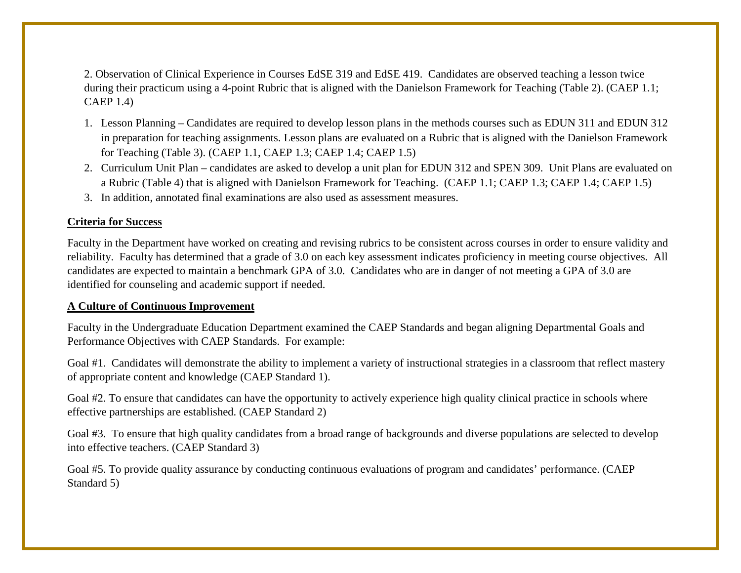2. Observation of Clinical Experience in Courses EdSE 319 and EdSE 419. Candidates are observed teaching a lesson twice during their practicum using a 4-point Rubric that is aligned with the Danielson Framework for Teaching (Table 2). (CAEP 1.1; CAEP 1.4)

1. Lesson Planning – Candidates are required to develop lesson plans in the methods courses such as EDUN 311 and EDUN 312 in preparation for teaching assignments. Lesson plans are evaluated on a Rubric that is aligned with the Danielson Framework for Teaching (Table 3). (CAEP 1.1, CAEP 1.3; CAEP 1.4; CAEP 1.5)
2. Curriculum Unit Plan – candidates are asked to develop a unit plan for EDUN 312 and SPEN 309. Unit Plans are evaluated on a Rubric (Table 4) that is aligned with Danielson Framework for Teaching. (CAEP 1.1; CAEP 1.3; CAEP 1.4; CAEP 1.5)
3. In addition, annotated final examinations are also used as assessment measures.

**Criteria for Success**

Faculty in the Department have worked on creating and revising rubrics to be consistent across courses in order to ensure validity and reliability. Faculty has determined that a grade of 3.0 on each key assessment indicates proficiency in meeting course objectives. All candidates are expected to maintain a benchmark GPA of 3.0. Candidates who are in danger of not meeting a GPA of 3.0 are identified for counseling and academic support if needed.

**A Culture of Continuous Improvement**

Faculty in the Undergraduate Education Department examined the CAEP Standards and began aligning Departmental Goals and Performance Objectives with CAEP Standards. For example:

Goal #1. Candidates will demonstrate the ability to implement a variety of instructional strategies in a classroom that reflect mastery of appropriate content and knowledge (CAEP Standard 1).

Goal #2. To ensure that candidates can have the opportunity to actively experience high quality clinical practice in schools where effective partnerships are established. (CAEP Standard 2)

Goal #3. To ensure that high quality candidates from a broad range of backgrounds and diverse populations are selected to develop into effective teachers. (CAEP Standard 3)

Goal #5. To provide quality assurance by conducting continuous evaluations of program and candidates' performance. (CAEP Standard 5)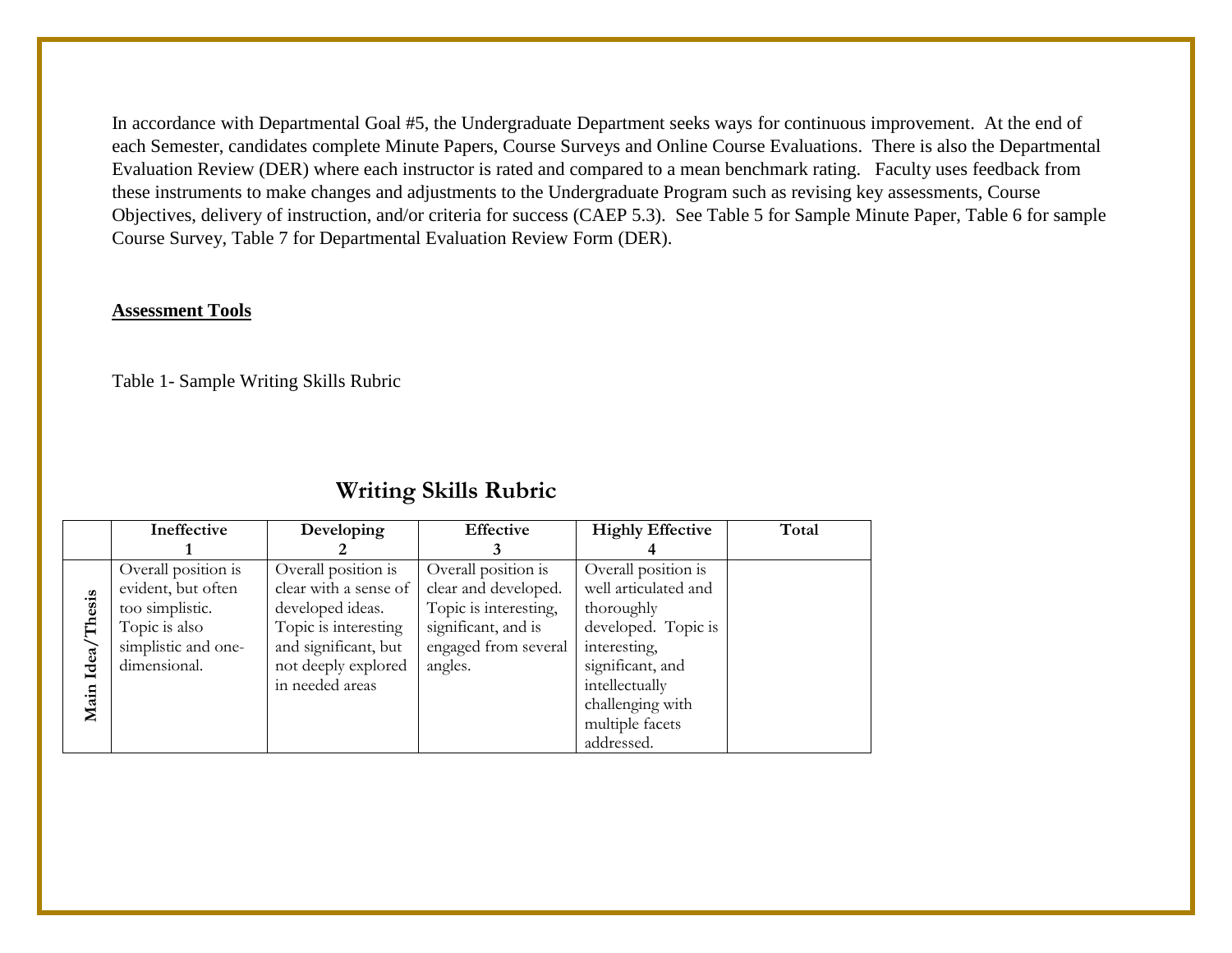In accordance with Departmental Goal #5, the Undergraduate Department seeks ways for continuous improvement. At the end of each Semester, candidates complete Minute Papers, Course Surveys and Online Course Evaluations. There is also the Departmental Evaluation Review (DER) where each instructor is rated and compared to a mean benchmark rating. Faculty uses feedback from these instruments to make changes and adjustments to the Undergraduate Program such as revising key assessments, Course Objectives, delivery of instruction, and/or criteria for success (CAEP 5.3). See Table 5 for Sample Minute Paper, Table 6 for sample Course Survey, Table 7 for Departmental Evaluation Review Form (DER).

**Assessment Tools**

Table 1- Sample Writing Skills Rubric

## Writing Skills Rubric

| | **Ineffective 1** | **Developing 2** | **Effective 3** | **Highly Effective 4** | **Total** |
|---|---|---|---|---|---|
| **Main Idea/Thesis** | Overall position is evident, but often too simplistic. Topic is also simplistic and one-dimensional. | Overall position is clear with a sense of developed ideas. Topic is interesting and significant, but not deeply explored in needed areas | Overall position is clear and developed. Topic is interesting, significant, and is engaged from several angles. | Overall position is well articulated and thoroughly developed. Topic is interesting, significant, and intellectually challenging with multiple facets addressed. | |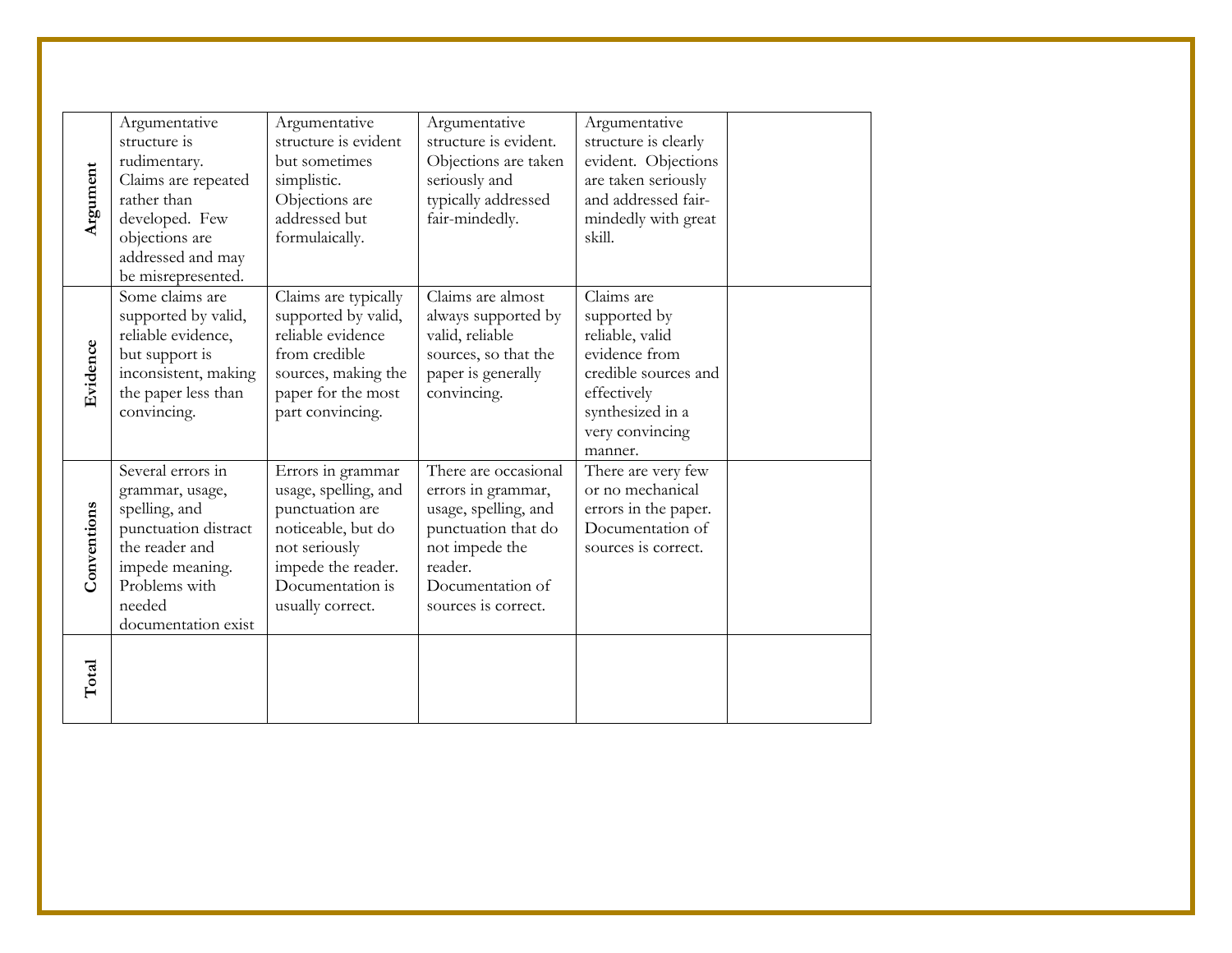| | | | | | |
|---|---|---|---|---|---|
| **Argument** | Argumentative structure is rudimentary. Claims are repeated rather than developed. Few objections are addressed and may be misrepresented. | Argumentative structure is evident but sometimes simplistic. Objections are addressed but formulaically. | Argumentative structure is evident. Objections are taken seriously and typically addressed fair-mindedly. | Argumentative structure is clearly evident. Objections are taken seriously and addressed fair-mindedly with great skill. | |
| **Evidence** | Some claims are supported by valid, reliable evidence, but support is inconsistent, making the paper less than convincing. | Claims are typically supported by valid, reliable evidence from credible sources, making the paper for the most part convincing. | Claims are almost always supported by valid, reliable sources, so that the paper is generally convincing. | Claims are supported by reliable, valid evidence from credible sources and effectively synthesized in a very convincing manner. | |
| **Conventions** | Several errors in grammar, usage, spelling, and punctuation distract the reader and impede meaning. Problems with needed documentation exist | Errors in grammar usage, spelling, and punctuation are noticeable, but do not seriously impede the reader. Documentation is usually correct. | There are occasional errors in grammar, usage, spelling, and punctuation that do not impede the reader. Documentation of sources is correct. | There are very few or no mechanical errors in the paper. Documentation of sources is correct. | |
| **Total** | | | | | |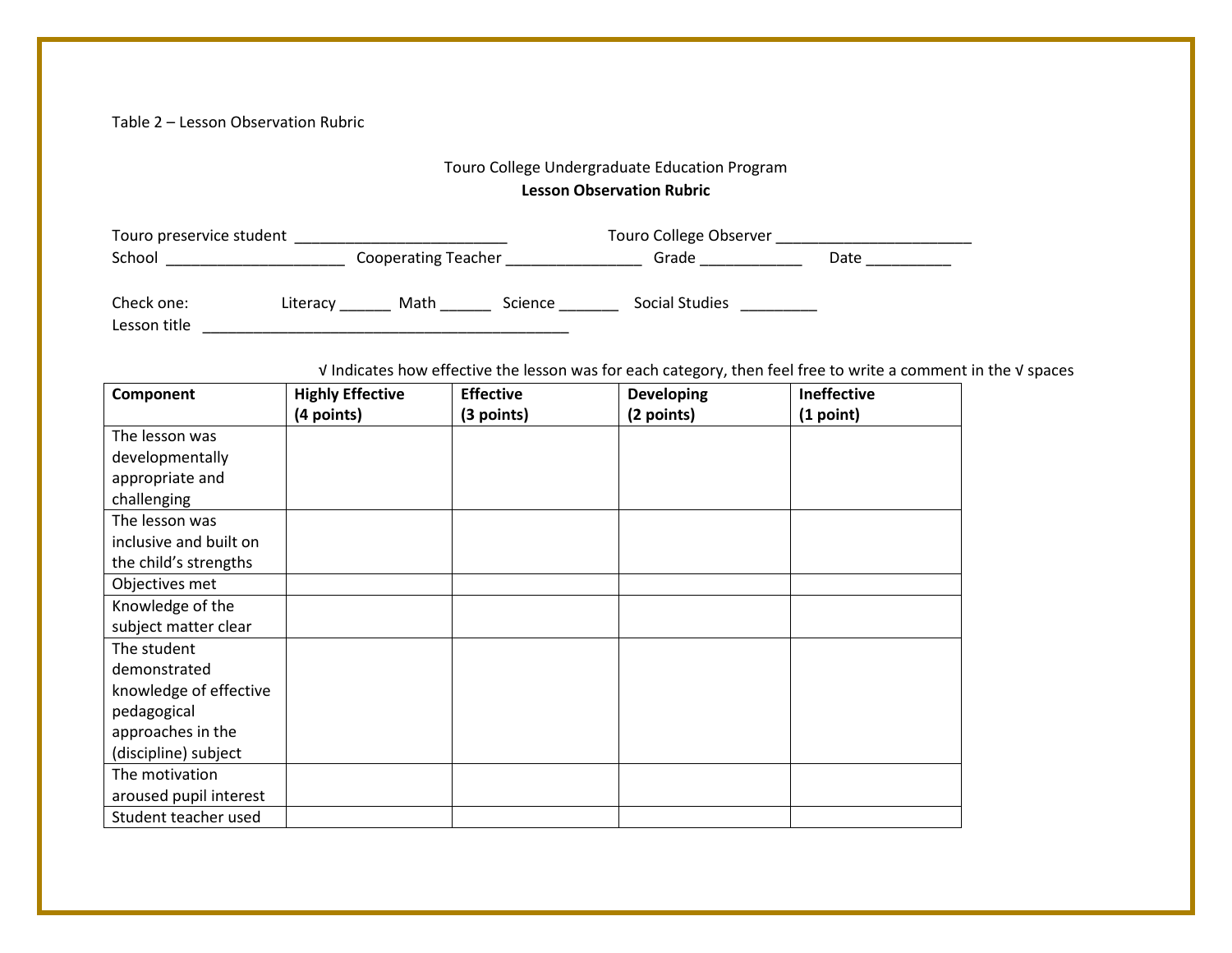Table 2 – Lesson Observation Rubric

Touro College Undergraduate Education Program

**Lesson Observation Rubric**

Touro preservice student ________________________ Touro College Observer ______________________

School ____________________ Cooperating Teacher _______________ Grade ___________ Date _________

Check one: Literacy ______ Math ______ Science _______ Social Studies _________

Lesson title __________________________________________

√ Indicates how effective the lesson was for each category, then feel free to write a comment in the √ spaces

| Component | Highly Effective (4 points) | Effective (3 points) | Developing (2 points) | Ineffective (1 point) |
|---|---|---|---|---|
| The lesson was developmentally appropriate and challenging | | | | |
| The lesson was inclusive and built on the child's strengths | | | | |
| Objectives met | | | | |
| Knowledge of the subject matter clear | | | | |
| The student demonstrated knowledge of effective pedagogical approaches in the (discipline) subject | | | | |
| The motivation aroused pupil interest | | | | |
| Student teacher used | | | | |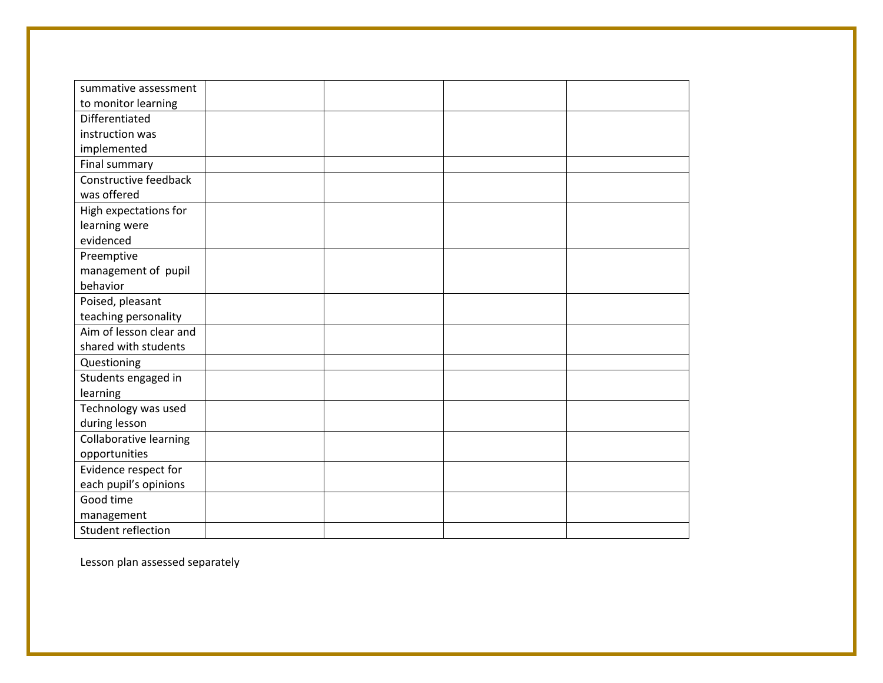| summative assessment to monitor learning | | | | |
|---|---|---|---|---|
| Differentiated instruction was implemented | | | | |
| Final summary | | | | |
| Constructive feedback was offered | | | | |
| High expectations for learning were evidenced | | | | |
| Preemptive management of pupil behavior | | | | |
| Poised, pleasant teaching personality | | | | |
| Aim of lesson clear and shared with students | | | | |
| Questioning | | | | |
| Students engaged in learning | | | | |
| Technology was used during lesson | | | | |
| Collaborative learning opportunities | | | | |
| Evidence respect for each pupil's opinions | | | | |
| Good time management | | | | |
| Student reflection | | | | |

Lesson plan assessed separately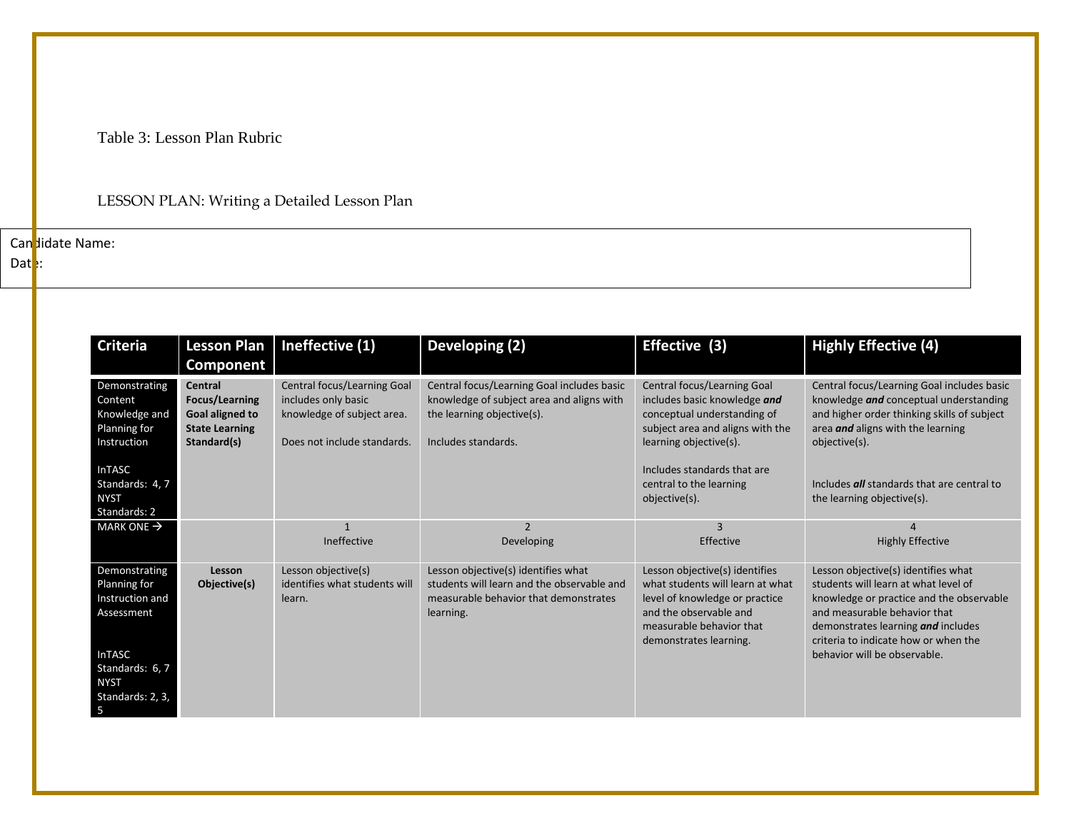Table 3: Lesson Plan Rubric

LESSON PLAN: Writing a Detailed Lesson Plan

Candidate Name:

Date:

| Criteria | Lesson Plan Component | Ineffective (1) | Developing (2) | Effective (3) | Highly Effective (4) |
|---|---|---|---|---|---|
| Demonstrating Content Knowledge and Planning for Instruction<br><br>InTASC Standards: 4, 7<br>NYST Standards: 2 | **Central Focus/Learning Goal aligned to State Learning Standard(s)** | Central focus/Learning Goal includes only basic knowledge of subject area.<br><br>Does not include standards. | Central focus/Learning Goal includes basic knowledge of subject area and aligns with the learning objective(s).<br><br>Includes standards. | Central focus/Learning Goal includes basic knowledge ***and*** conceptual understanding of subject area and aligns with the learning objective(s).<br><br>Includes standards that are central to the learning objective(s). | Central focus/Learning Goal includes basic knowledge ***and*** conceptual understanding and higher order thinking skills of subject area ***and*** aligns with the learning objective(s).<br><br>Includes ***all*** standards that are central to the learning objective(s). |
| MARK ONE → | | 1<br>Ineffective | 2<br>Developing | 3<br>Effective | 4<br>Highly Effective |
| Demonstrating Planning for Instruction and Assessment<br><br>InTASC Standards: 6, 7<br>NYST Standards: 2, 3, 5 | **Lesson Objective(s)** | Lesson objective(s) identifies what students will learn. | Lesson objective(s) identifies what students will learn and the observable and measurable behavior that demonstrates learning. | Lesson objective(s) identifies what students will learn at what level of knowledge or practice and the observable and measurable behavior that demonstrates learning. | Lesson objective(s) identifies what students will learn at what level of knowledge or practice and the observable and measurable behavior that demonstrates learning ***and*** includes criteria to indicate how or when the behavior will be observable. |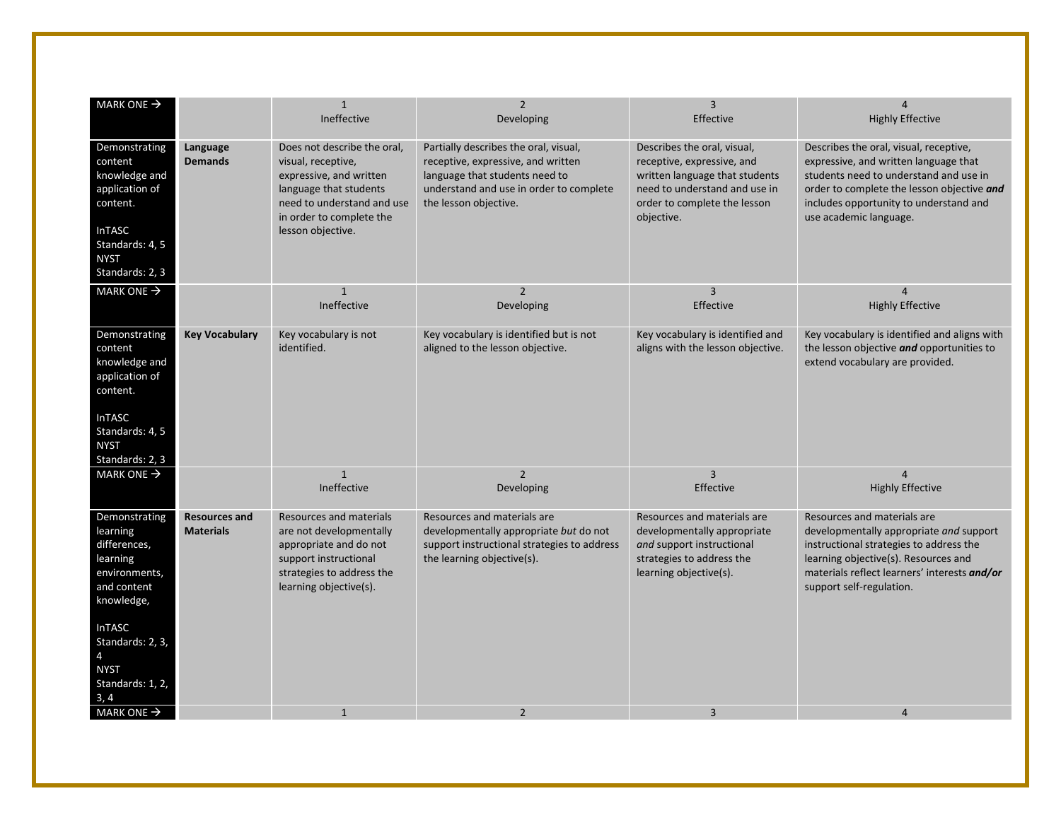| MARK ONE → | | 1<br>Ineffective | 2<br>Developing | 3<br>Effective | 4<br>Highly Effective |
|---|---|---|---|---|---|
| Demonstrating content knowledge and application of content.<br><br>InTASC Standards: 4, 5<br>NYST Standards: 2, 3 | **Language Demands** | Does not describe the oral, visual, receptive, expressive, and written language that students need to understand and use in order to complete the lesson objective. | Partially describes the oral, visual, receptive, expressive, and written language that students need to understand and use in order to complete the lesson objective. | Describes the oral, visual, receptive, expressive, and written language that students need to understand and use in order to complete the lesson objective. | Describes the oral, visual, receptive, expressive, and written language that students need to understand and use in order to complete the lesson objective ***and*** includes opportunity to understand and use academic language. |
| MARK ONE → | | 1<br>Ineffective | 2<br>Developing | 3<br>Effective | 4<br>Highly Effective |
| Demonstrating content knowledge and application of content.<br><br>InTASC Standards: 4, 5<br>NYST Standards: 2, 3 | **Key Vocabulary** | Key vocabulary is not identified. | Key vocabulary is identified but is not aligned to the lesson objective. | Key vocabulary is identified and aligns with the lesson objective. | Key vocabulary is identified and aligns with the lesson objective ***and*** opportunities to extend vocabulary are provided. |
| MARK ONE → | | 1<br>Ineffective | 2<br>Developing | 3<br>Effective | 4<br>Highly Effective |
| Demonstrating learning differences, learning environments, and content knowledge,<br><br>InTASC Standards: 2, 3, 4<br>NYST Standards: 1, 2, 3, 4 | **Resources and Materials** | Resources and materials are not developmentally appropriate and do not support instructional strategies to address the learning objective(s). | Resources and materials are developmentally appropriate *but* do not support instructional strategies to address the learning objective(s). | Resources and materials are developmentally appropriate *and* support instructional strategies to address the learning objective(s). | Resources and materials are developmentally appropriate *and* support instructional strategies to address the learning objective(s). Resources and materials reflect learners' interests ***and/or*** support self-regulation. |
| MARK ONE → | | 1 | 2 | 3 | 4 |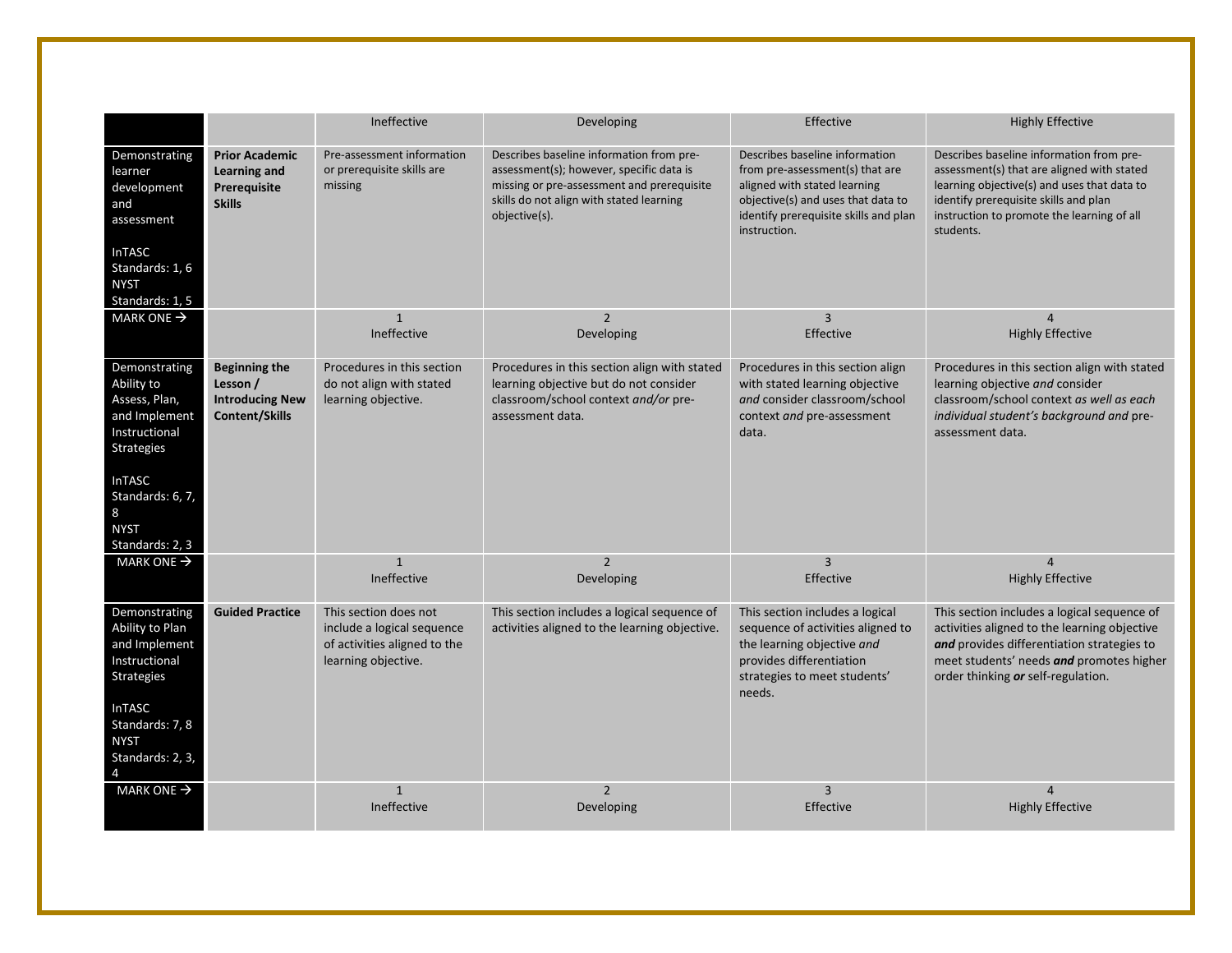| | | Ineffective | Developing | Effective | Highly Effective |
|---|---|---|---|---|---|
| Demonstrating learner development and assessment<br><br>InTASC Standards: 1, 6<br>NYST Standards: 1, 5 | **Prior Academic Learning and Prerequisite Skills** | Pre-assessment information or prerequisite skills are missing | Describes baseline information from pre-assessment(s); however, specific data is missing or pre-assessment and prerequisite skills do not align with stated learning objective(s). | Describes baseline information from pre-assessment(s) that are aligned with stated learning objective(s) and uses that data to identify prerequisite skills and plan instruction. | Describes baseline information from pre-assessment(s) that are aligned with stated learning objective(s) and uses that data to identify prerequisite skills and plan instruction to promote the learning of all students. |
| MARK ONE → | | 1<br>Ineffective | 2<br>Developing | 3<br>Effective | 4<br>Highly Effective |
| Demonstrating Ability to Assess, Plan, and Implement Instructional Strategies<br><br>InTASC Standards: 6, 7, 8<br>NYST Standards: 2, 3 | **Beginning the Lesson / Introducing New Content/Skills** | Procedures in this section do not align with stated learning objective. | Procedures in this section align with stated learning objective but do not consider classroom/school context *and/or* pre-assessment data. | Procedures in this section align with stated learning objective *and* consider classroom/school context *and* pre-assessment data. | Procedures in this section align with stated learning objective *and* consider classroom/school context *as well as each individual student's background and* pre-assessment data. |
| MARK ONE → | | 1<br>Ineffective | 2<br>Developing | 3<br>Effective | 4<br>Highly Effective |
| Demonstrating Ability to Plan and Implement Instructional Strategies<br><br>InTASC Standards: 7, 8<br>NYST Standards: 2, 3, 4 | **Guided Practice** | This section does not include a logical sequence of activities aligned to the learning objective. | This section includes a logical sequence of activities aligned to the learning objective. | This section includes a logical sequence of activities aligned to the learning objective *and* provides differentiation strategies to meet students' needs. | This section includes a logical sequence of activities aligned to the learning objective ***and*** provides differentiation strategies to meet students' needs ***and*** promotes higher order thinking ***or*** self-regulation. |
| MARK ONE → | | 1<br>Ineffective | 2<br>Developing | 3<br>Effective | 4<br>Highly Effective |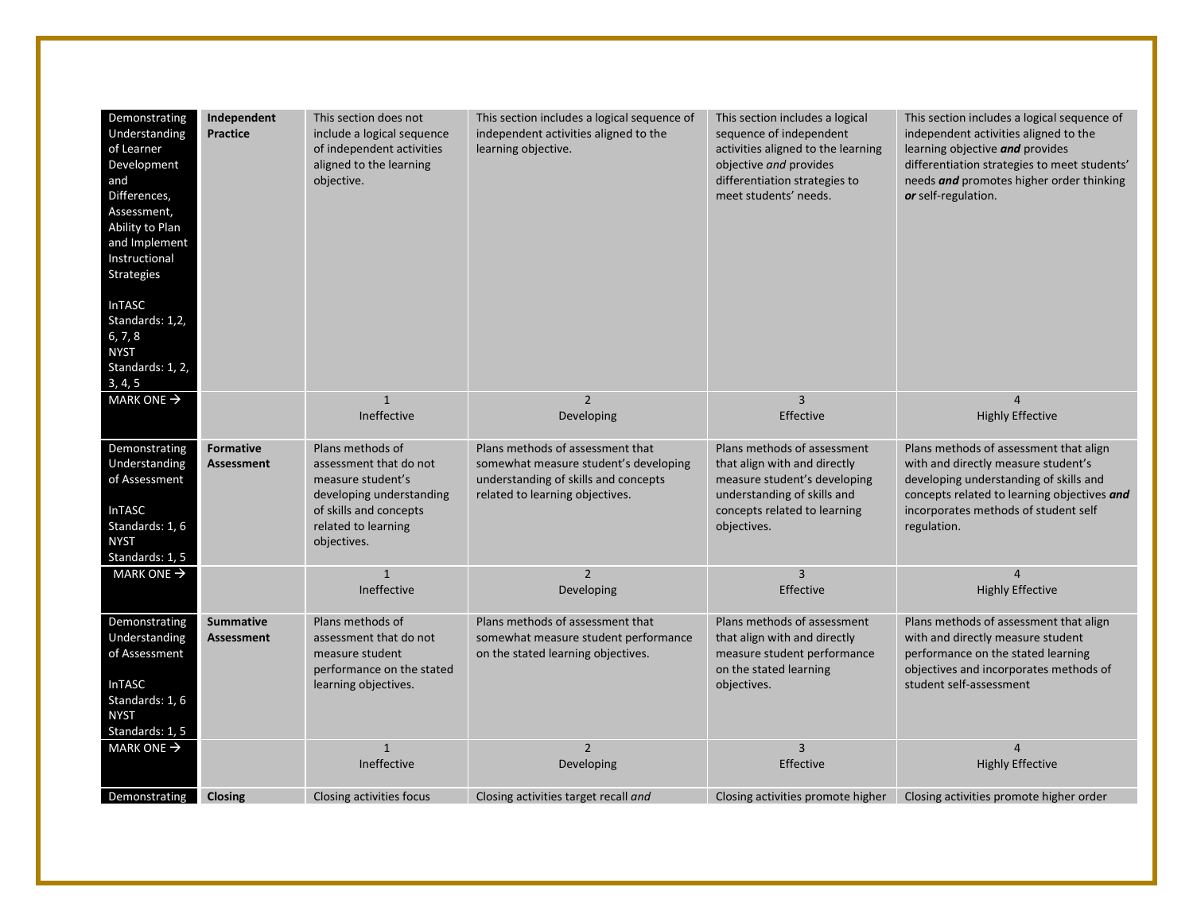| | | | | | |
|---|---|---|---|---|---|
| Demonstrating Understanding of Learner Development and Differences, Assessment, Ability to Plan and Implement Instructional Strategies<br><br>InTASC Standards: 1,2, 6, 7, 8<br>NYST Standards: 1, 2, 3, 4, 5 | **Independent Practice** | This section does not include a logical sequence of independent activities aligned to the learning objective. | This section includes a logical sequence of independent activities aligned to the learning objective. | This section includes a logical sequence of independent activities aligned to the learning objective *and* provides differentiation strategies to meet students' needs. | This section includes a logical sequence of independent activities aligned to the learning objective ***and*** provides differentiation strategies to meet students' needs ***and*** promotes higher order thinking ***or*** self-regulation. |
| MARK ONE → | | 1<br>Ineffective | 2<br>Developing | 3<br>Effective | 4<br>Highly Effective |
| Demonstrating Understanding of Assessment<br><br>InTASC Standards: 1, 6<br>NYST Standards: 1, 5 | **Formative Assessment** | Plans methods of assessment that do not measure student's developing understanding of skills and concepts related to learning objectives. | Plans methods of assessment that somewhat measure student's developing understanding of skills and concepts related to learning objectives. | Plans methods of assessment that align with and directly measure student's developing understanding of skills and concepts related to learning objectives. | Plans methods of assessment that align with and directly measure student's developing understanding of skills and concepts related to learning objectives ***and*** incorporates methods of student self regulation. |
| MARK ONE → | | 1<br>Ineffective | 2<br>Developing | 3<br>Effective | 4<br>Highly Effective |
| Demonstrating Understanding of Assessment<br><br>InTASC Standards: 1, 6<br>NYST Standards: 1, 5 | **Summative Assessment** | Plans methods of assessment that do not measure student performance on the stated learning objectives. | Plans methods of assessment that somewhat measure student performance on the stated learning objectives. | Plans methods of assessment that align with and directly measure student performance on the stated learning objectives. | Plans methods of assessment that align with and directly measure student performance on the stated learning objectives and incorporates methods of student self-assessment |
| MARK ONE → | | 1<br>Ineffective | 2<br>Developing | 3<br>Effective | 4<br>Highly Effective |
| Demonstrating | **Closing** | Closing activities focus | Closing activities target recall *and* | Closing activities promote higher | Closing activities promote higher order |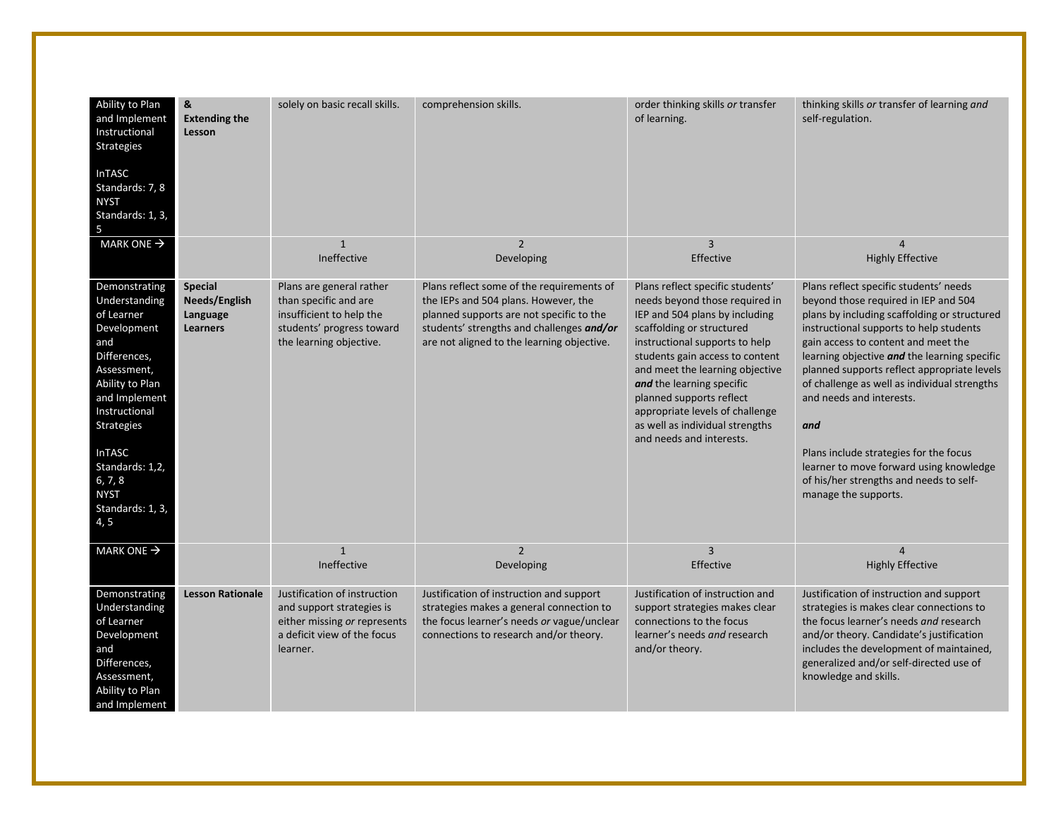| | | | | | |
|---|---|---|---|---|---|
| Ability to Plan and Implement Instructional Strategies<br><br>InTASC Standards: 7, 8<br>NYST Standards: 1, 3, 5 | **&**<br>**Extending the Lesson** | solely on basic recall skills. | comprehension skills. | order thinking skills *or* transfer of learning. | thinking skills *or* transfer of learning *and* self-regulation. |
| MARK ONE → | | 1<br>Ineffective | 2<br>Developing | 3<br>Effective | 4<br>Highly Effective |
| Demonstrating Understanding of Learner Development and Differences, Assessment, Ability to Plan and Implement Instructional Strategies<br><br>InTASC Standards: 1,2, 6, 7, 8<br>NYST Standards: 1, 3, 4, 5 | **Special Needs/English Language Learners** | Plans are general rather than specific and are insufficient to help the students' progress toward the learning objective. | Plans reflect some of the requirements of the IEPs and 504 plans. However, the planned supports are not specific to the students' strengths and challenges ***and/or*** are not aligned to the learning objective. | Plans reflect specific students' needs beyond those required in IEP and 504 plans by including scaffolding or structured instructional supports to help students gain access to content and meet the learning objective ***and*** the learning specific planned supports reflect appropriate levels of challenge as well as individual strengths and needs and interests. | Plans reflect specific students' needs beyond those required in IEP and 504 plans by including scaffolding or structured instructional supports to help students gain access to content and meet the learning objective ***and*** the learning specific planned supports reflect appropriate levels of challenge as well as individual strengths and needs and interests.<br><br>***and***<br><br>Plans include strategies for the focus learner to move forward using knowledge of his/her strengths and needs to self-manage the supports. |
| MARK ONE → | | 1<br>Ineffective | 2<br>Developing | 3<br>Effective | 4<br>Highly Effective |
| Demonstrating Understanding of Learner Development and Differences, Assessment, Ability to Plan and Implement | **Lesson Rationale** | Justification of instruction and support strategies is either missing *or* represents a deficit view of the focus learner. | Justification of instruction and support strategies makes a general connection to the focus learner's needs *or* vague/unclear connections to research and/or theory. | Justification of instruction and support strategies makes clear connections to the focus learner's needs *and* research and/or theory. | Justification of instruction and support strategies is makes clear connections to the focus learner's needs *and* research and/or theory. Candidate's justification includes the development of maintained, generalized and/or self-directed use of knowledge and skills. |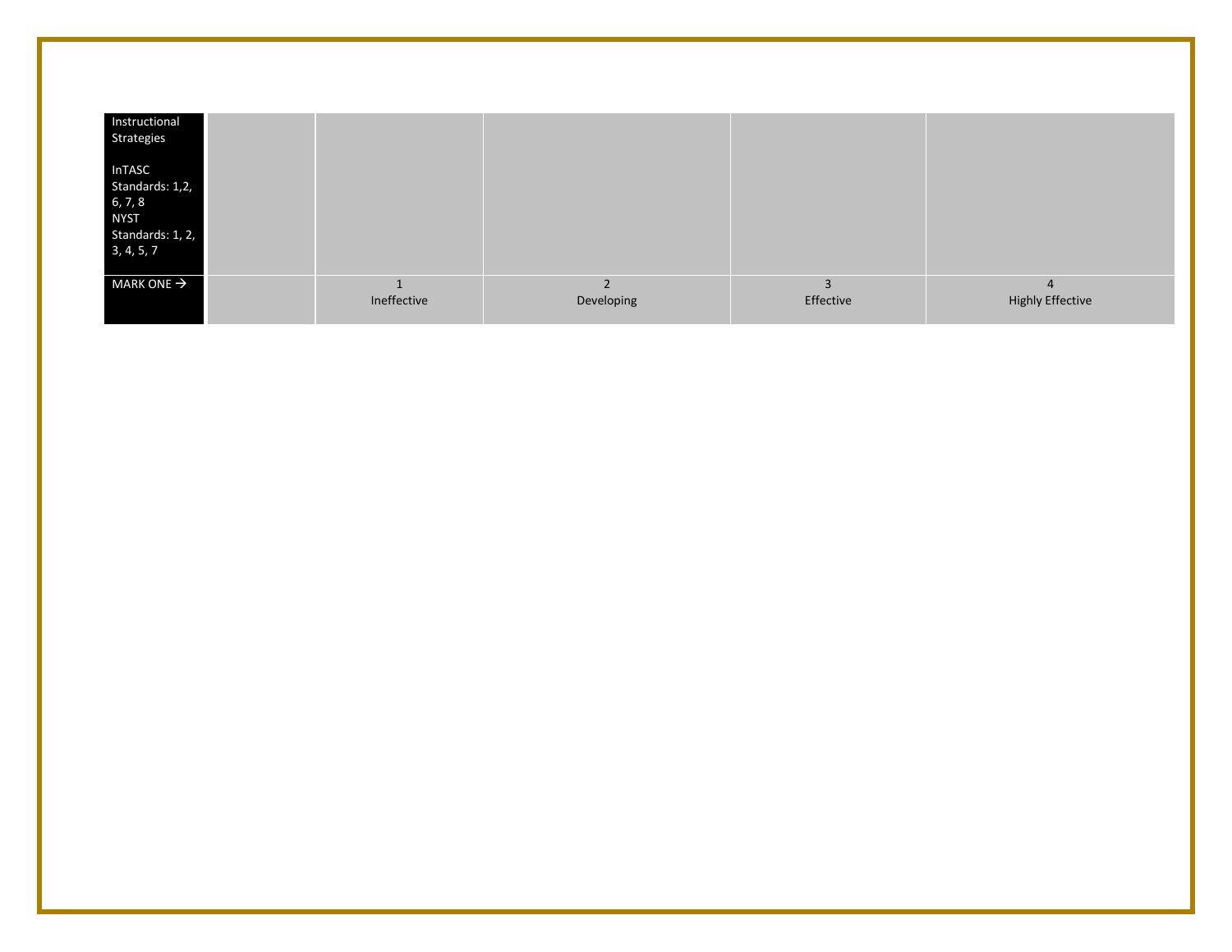| Instructional Strategies<br><br>InTASC Standards: 1,2, 6, 7, 8<br>NYST Standards: 1, 2, 3, 4, 5, 7 | | | | | |
|---|---|---|---|---|---|
| MARK ONE → | | 1<br>Ineffective | 2<br>Developing | 3<br>Effective | 4<br>Highly Effective |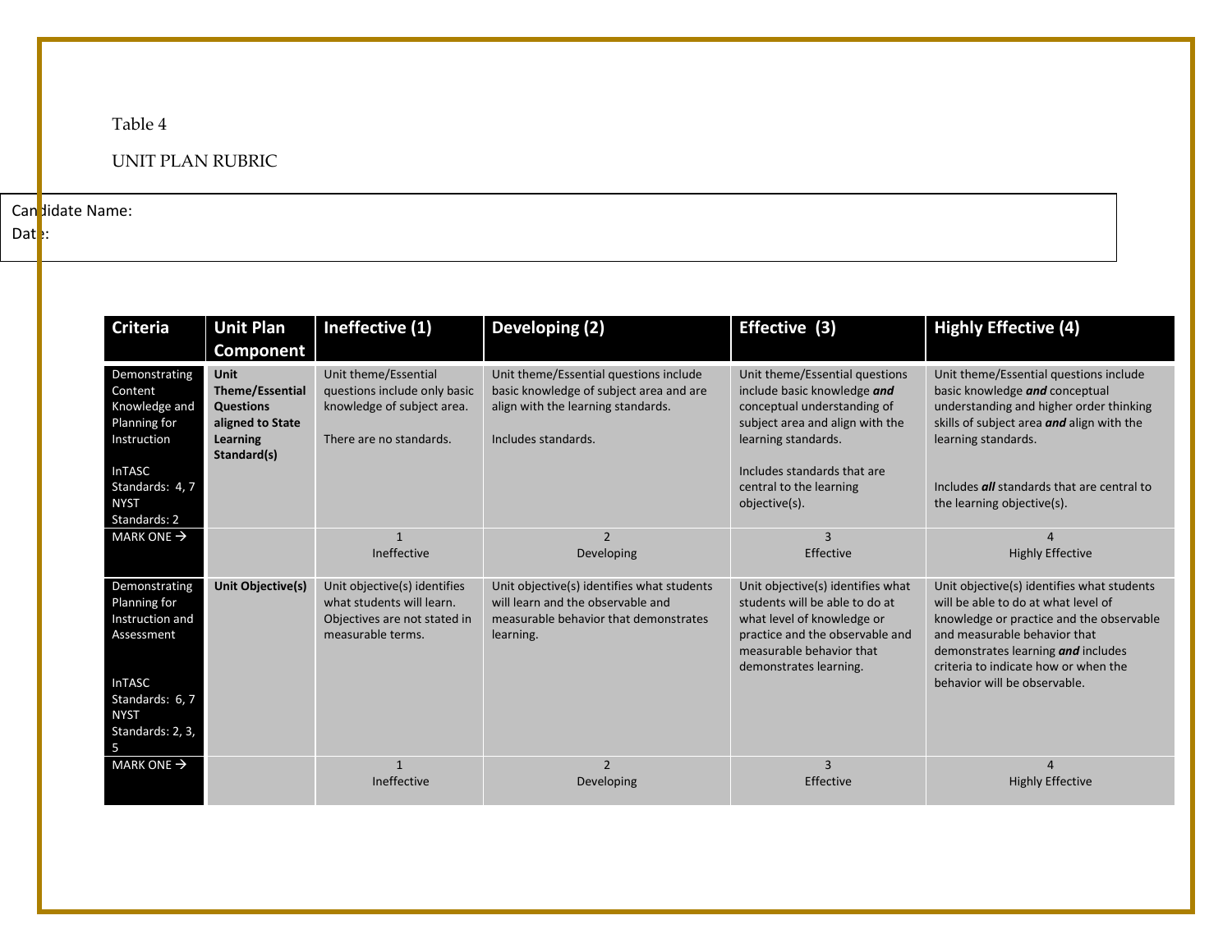Table 4

UNIT PLAN RUBRIC

Candidate Name:
Date:

| Criteria | Unit Plan Component | Ineffective (1) | Developing (2) | Effective (3) | Highly Effective (4) |
|---|---|---|---|---|---|
| Demonstrating Content Knowledge and Planning for Instruction<br><br>InTASC Standards: 4, 7<br>NYST Standards: 2 | **Unit Theme/Essential Questions aligned to State Learning Standard(s)** | Unit theme/Essential questions include only basic knowledge of subject area.<br><br>There are no standards. | Unit theme/Essential questions include basic knowledge of subject area and are align with the learning standards.<br><br>Includes standards. | Unit theme/Essential questions include basic knowledge ***and*** conceptual understanding of subject area and align with the learning standards.<br><br>Includes standards that are central to the learning objective(s). | Unit theme/Essential questions include basic knowledge ***and*** conceptual understanding and higher order thinking skills of subject area ***and*** align with the learning standards.<br><br>Includes ***all*** standards that are central to the learning objective(s). |
| MARK ONE → | | 1<br>Ineffective | 2<br>Developing | 3<br>Effective | 4<br>Highly Effective |
| Demonstrating Planning for Instruction and Assessment<br><br>InTASC Standards: 6, 7<br>NYST Standards: 2, 3, 5 | **Unit Objective(s)** | Unit objective(s) identifies what students will learn. Objectives are not stated in measurable terms. | Unit objective(s) identifies what students will learn and the observable and measurable behavior that demonstrates learning. | Unit objective(s) identifies what students will be able to do at what level of knowledge or practice and the observable and measurable behavior that demonstrates learning. | Unit objective(s) identifies what students will be able to do at what level of knowledge or practice and the observable and measurable behavior that demonstrates learning ***and*** includes criteria to indicate how or when the behavior will be observable. |
| MARK ONE → | | 1<br>Ineffective | 2<br>Developing | 3<br>Effective | 4<br>Highly Effective |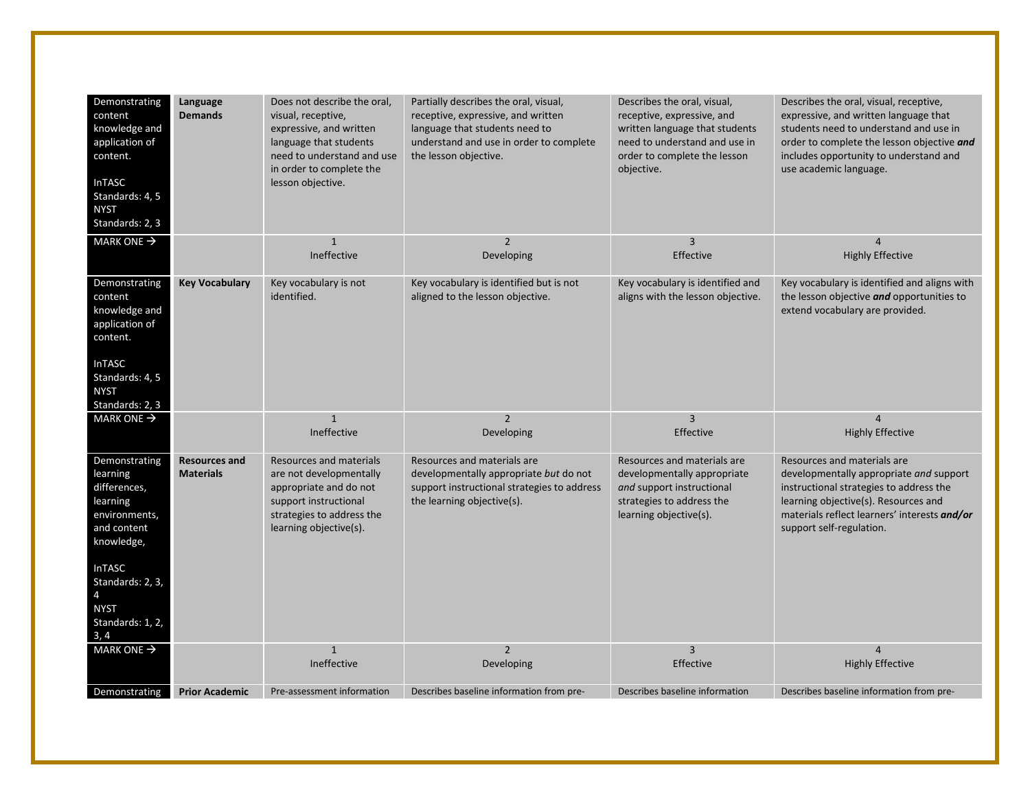| | | | | | |
|---|---|---|---|---|---|
| Demonstrating content knowledge and application of content.<br><br>InTASC Standards: 4, 5<br>NYST Standards: 2, 3 | **Language Demands** | Does not describe the oral, visual, receptive, expressive, and written language that students need to understand and use in order to complete the lesson objective. | Partially describes the oral, visual, receptive, expressive, and written language that students need to understand and use in order to complete the lesson objective. | Describes the oral, visual, receptive, expressive, and written language that students need to understand and use in order to complete the lesson objective. | Describes the oral, visual, receptive, expressive, and written language that students need to understand and use in order to complete the lesson objective ***and*** includes opportunity to understand and use academic language. |
| MARK ONE → | | 1<br>Ineffective | 2<br>Developing | 3<br>Effective | 4<br>Highly Effective |
| Demonstrating content knowledge and application of content.<br><br>InTASC Standards: 4, 5<br>NYST Standards: 2, 3 | **Key Vocabulary** | Key vocabulary is not identified. | Key vocabulary is identified but is not aligned to the lesson objective. | Key vocabulary is identified and aligns with the lesson objective. | Key vocabulary is identified and aligns with the lesson objective ***and*** opportunities to extend vocabulary are provided. |
| MARK ONE → | | 1<br>Ineffective | 2<br>Developing | 3<br>Effective | 4<br>Highly Effective |
| Demonstrating learning differences, learning environments, and content knowledge,<br><br>InTASC Standards: 2, 3, 4<br>NYST Standards: 1, 2, 3, 4 | **Resources and Materials** | Resources and materials are not developmentally appropriate and do not support instructional strategies to address the learning objective(s). | Resources and materials are developmentally appropriate *but* do not support instructional strategies to address the learning objective(s). | Resources and materials are developmentally appropriate *and* support instructional strategies to address the learning objective(s). | Resources and materials are developmentally appropriate *and* support instructional strategies to address the learning objective(s). Resources and materials reflect learners' interests ***and/or*** support self-regulation. |
| MARK ONE → | | 1<br>Ineffective | 2<br>Developing | 3<br>Effective | 4<br>Highly Effective |
| Demonstrating | **Prior Academic** | Pre-assessment information | Describes baseline information from pre- | Describes baseline information | Describes baseline information from pre- |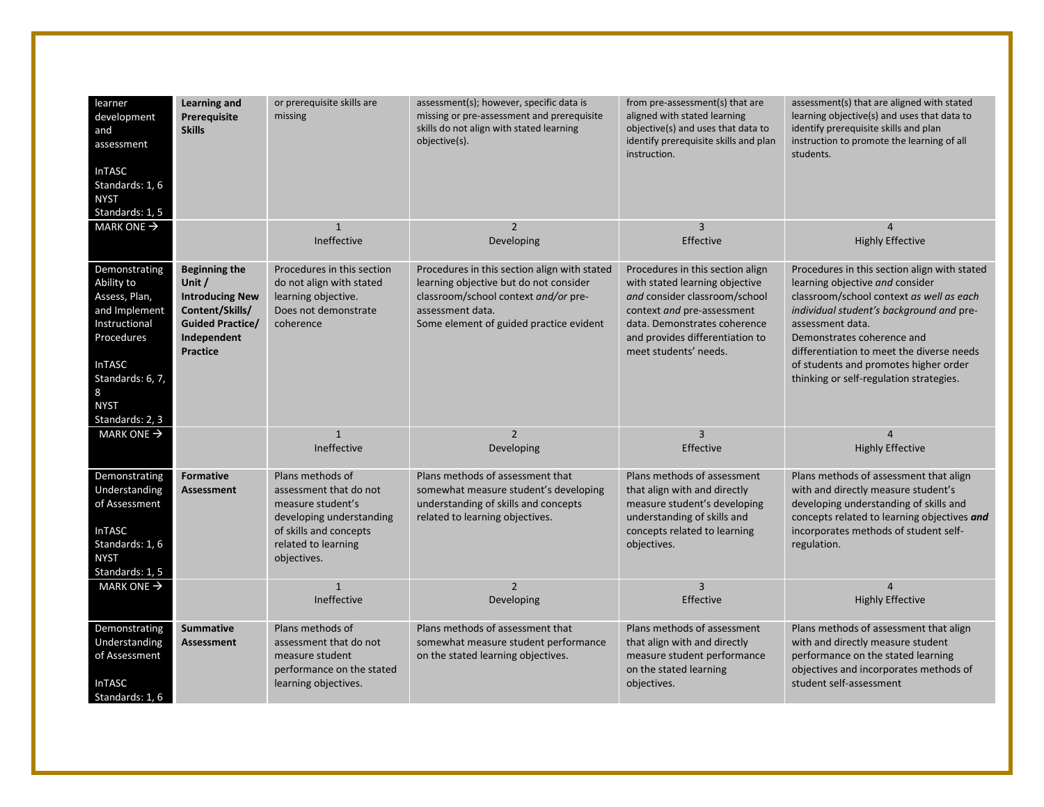| | | | | | |
|---|---|---|---|---|---|
| learner development and assessment<br><br>InTASC Standards: 1, 6<br>NYST Standards: 1, 5 | **Learning and Prerequisite Skills** | or prerequisite skills are missing | assessment(s); however, specific data is missing or pre-assessment and prerequisite skills do not align with stated learning objective(s). | from pre-assessment(s) that are aligned with stated learning objective(s) and uses that data to identify prerequisite skills and plan instruction. | assessment(s) that are aligned with stated learning objective(s) and uses that data to identify prerequisite skills and plan instruction to promote the learning of all students. |
| MARK ONE → | | 1<br>Ineffective | 2<br>Developing | 3<br>Effective | 4<br>Highly Effective |
| Demonstrating Ability to Assess, Plan, and Implement Instructional Procedures<br><br>InTASC Standards: 6, 7, 8<br>NYST Standards: 2, 3 | **Beginning the Unit / Introducing New Content/Skills/ Guided Practice/ Independent Practice** | Procedures in this section do not align with stated learning objective.<br>Does not demonstrate coherence | Procedures in this section align with stated learning objective but do not consider classroom/school context *and/or* pre-assessment data.<br>Some element of guided practice evident | Procedures in this section align with stated learning objective *and* consider classroom/school context *and* pre-assessment data. Demonstrates coherence and provides differentiation to meet students' needs. | Procedures in this section align with stated learning objective *and* consider classroom/school context *as well as each individual student's background and* pre-assessment data.<br>Demonstrates coherence and differentiation to meet the diverse needs of students and promotes higher order thinking or self-regulation strategies. |
| MARK ONE → | | 1<br>Ineffective | 2<br>Developing | 3<br>Effective | 4<br>Highly Effective |
| Demonstrating Understanding of Assessment<br><br>InTASC Standards: 1, 6<br>NYST Standards: 1, 5 | **Formative Assessment** | Plans methods of assessment that do not measure student's developing understanding of skills and concepts related to learning objectives. | Plans methods of assessment that somewhat measure student's developing understanding of skills and concepts related to learning objectives. | Plans methods of assessment that align with and directly measure student's developing understanding of skills and concepts related to learning objectives. | Plans methods of assessment that align with and directly measure student's developing understanding of skills and concepts related to learning objectives ***and*** incorporates methods of student self-regulation. |
| MARK ONE → | | 1<br>Ineffective | 2<br>Developing | 3<br>Effective | 4<br>Highly Effective |
| Demonstrating Understanding of Assessment<br><br>InTASC Standards: 1, 6 | **Summative Assessment** | Plans methods of assessment that do not measure student performance on the stated learning objectives. | Plans methods of assessment that somewhat measure student performance on the stated learning objectives. | Plans methods of assessment that align with and directly measure student performance on the stated learning objectives. | Plans methods of assessment that align with and directly measure student performance on the stated learning objectives and incorporates methods of student self-assessment |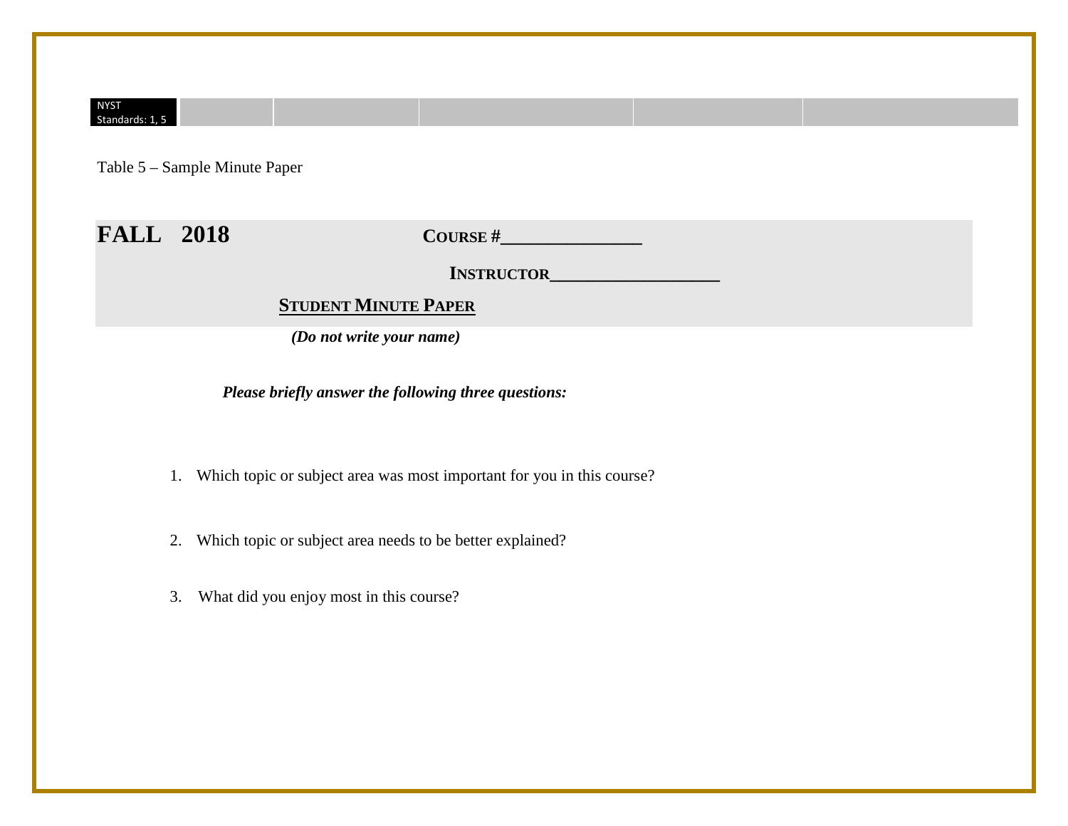NYST Standards: 1, 5

Table 5 – Sample Minute Paper

**FALL 2018** **COURSE #\_\_\_\_\_\_\_\_\_\_\_\_\_\_\_**

**INSTRUCTOR\_\_\_\_\_\_\_\_\_\_\_\_\_\_\_\_\_\_\_\_**

**STUDENT MINUTE PAPER**

***(Do not write your name)***

***Please briefly answer the following three questions:***

1. Which topic or subject area was most important for you in this course?
2. Which topic or subject area needs to be better explained?
3. What did you enjoy most in this course?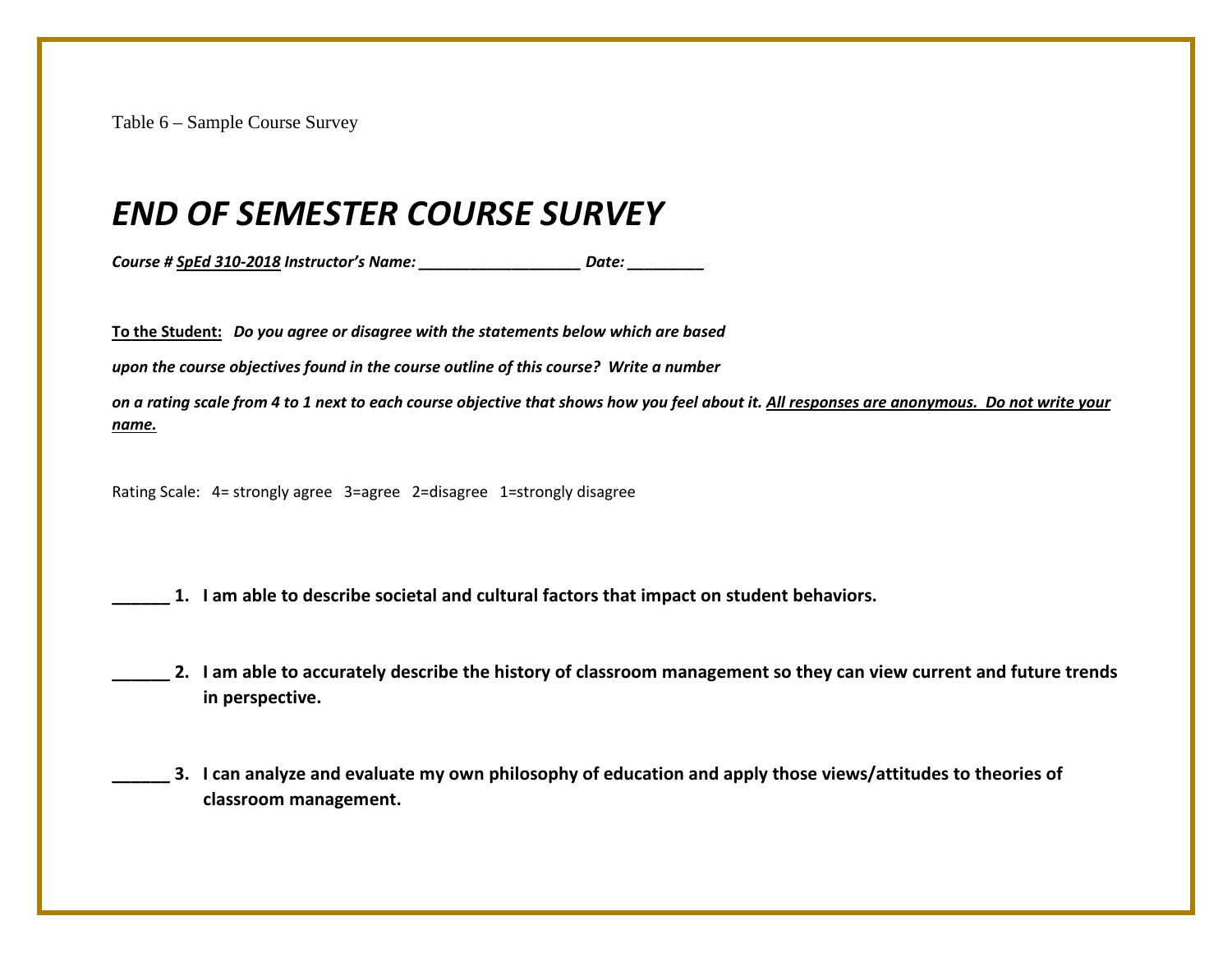Table 6 – Sample Course Survey

# *END OF SEMESTER COURSE SURVEY*

***Course # <u>SpEd 310-2018</u> Instructor's Name: ___________________ Date: _________***

**<u>To the Student:</u>** ***Do you agree or disagree with the statements below which are based upon the course objectives found in the course outline of this course? Write a number on a rating scale from 4 to 1 next to each course objective that shows how you feel about it. <u>All responses are anonymous. Do not write your name.</u>***

Rating Scale: 4= strongly agree 3=agree 2=disagree 1=strongly disagree

**______ 1. I am able to describe societal and cultural factors that impact on student behaviors.**

**______ 2. I am able to accurately describe the history of classroom management so they can view current and future trends in perspective.**

**______ 3. I can analyze and evaluate my own philosophy of education and apply those views/attitudes to theories of classroom management.**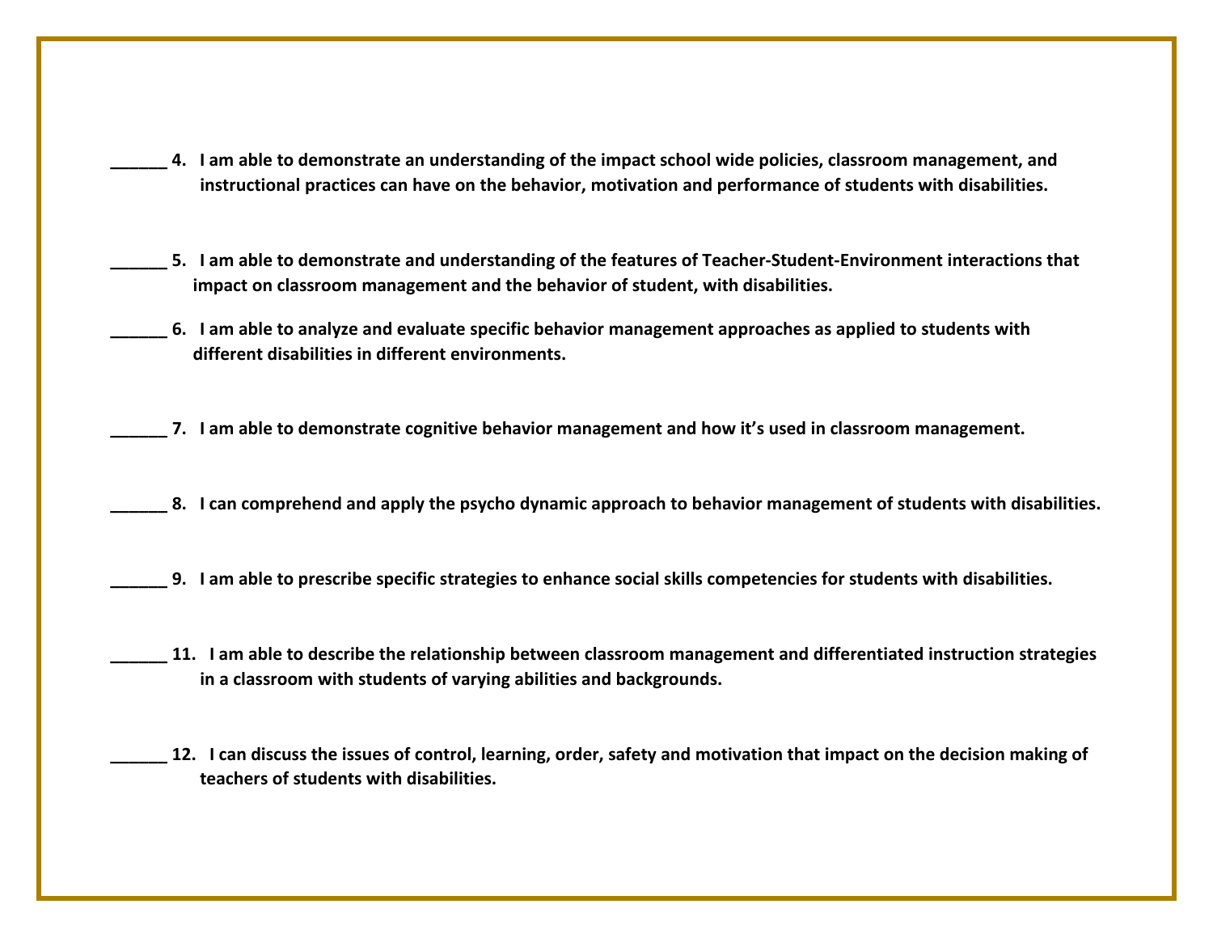______ **4. I am able to demonstrate an understanding of the impact school wide policies, classroom management, and instructional practices can have on the behavior, motivation and performance of students with disabilities.**

______ **5. I am able to demonstrate and understanding of the features of Teacher-Student-Environment interactions that impact on classroom management and the behavior of student, with disabilities.**

______ **6. I am able to analyze and evaluate specific behavior management approaches as applied to students with different disabilities in different environments.**

______ **7. I am able to demonstrate cognitive behavior management and how it's used in classroom management.**

______ **8. I can comprehend and apply the psycho dynamic approach to behavior management of students with disabilities.**

______ **9. I am able to prescribe specific strategies to enhance social skills competencies for students with disabilities.**

______ **11. I am able to describe the relationship between classroom management and differentiated instruction strategies in a classroom with students of varying abilities and backgrounds.**

______ **12. I can discuss the issues of control, learning, order, safety and motivation that impact on the decision making of teachers of students with disabilities.**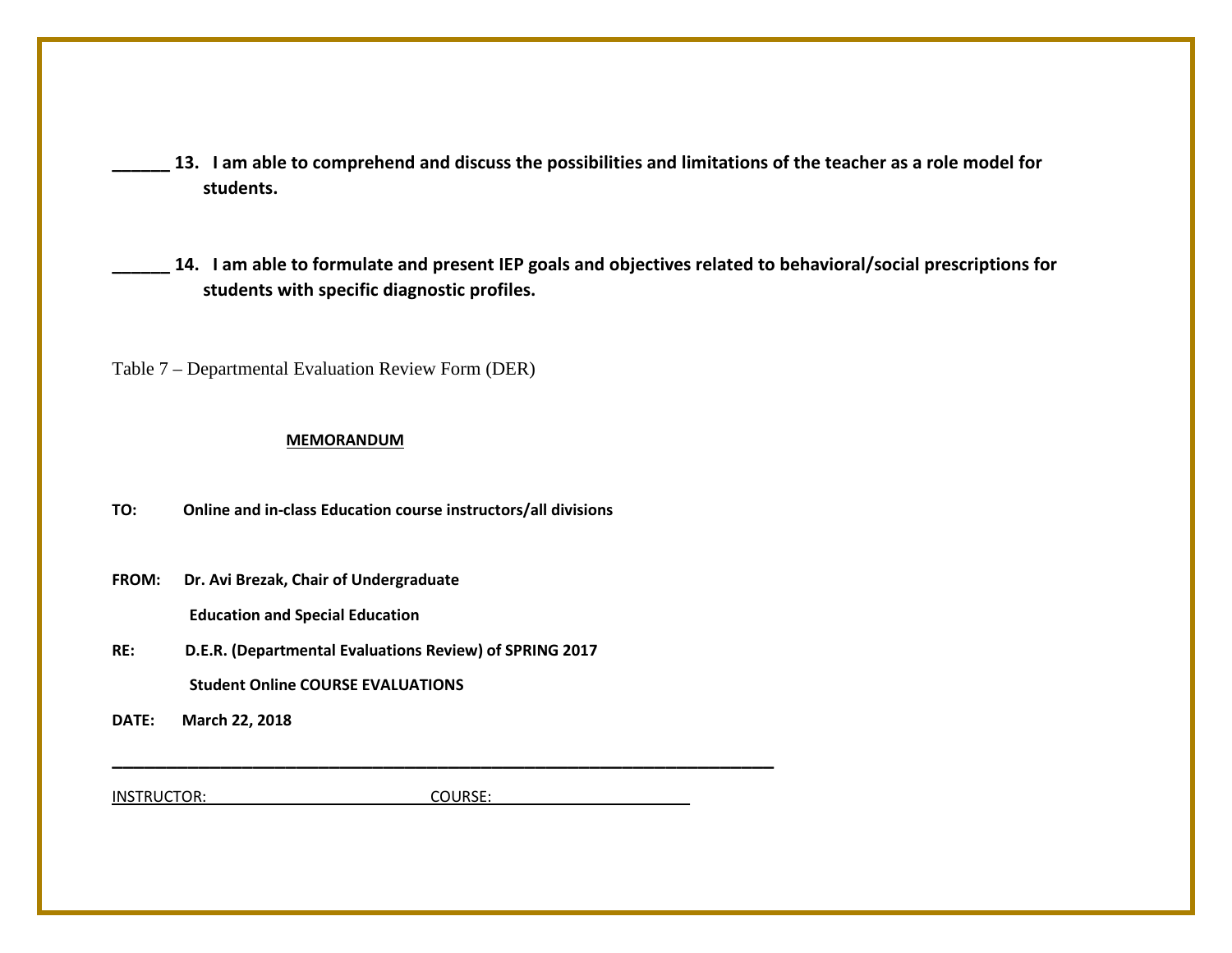______ **13. I am able to comprehend and discuss the possibilities and limitations of the teacher as a role model for students.**

______ **14. I am able to formulate and present IEP goals and objectives related to behavioral/social prescriptions for students with specific diagnostic profiles.**

Table 7 – Departmental Evaluation Review Form (DER)

**MEMORANDUM**

**TO:** **Online and in-class Education course instructors/all divisions**

**FROM:** **Dr. Avi Brezak, Chair of Undergraduate Education and Special Education**

**RE:** **D.E.R. (Departmental Evaluations Review) of SPRING 2017 Student Online COURSE EVALUATIONS**

**DATE:** **March 22, 2018**

---

INSTRUCTOR:____________________________ COURSE:__________________________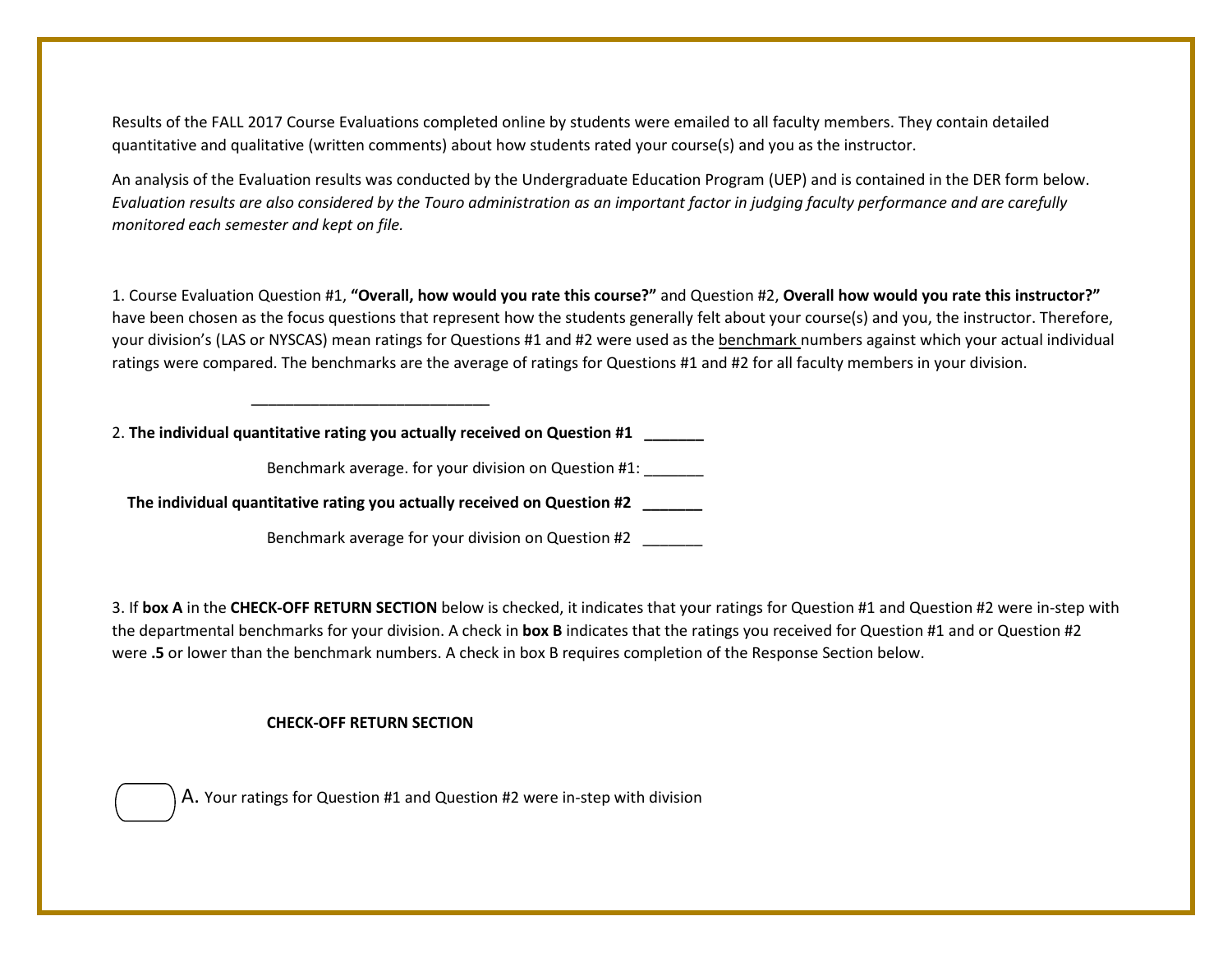Results of the FALL 2017 Course Evaluations completed online by students were emailed to all faculty members. They contain detailed quantitative and qualitative (written comments) about how students rated your course(s) and you as the instructor.

An analysis of the Evaluation results was conducted by the Undergraduate Education Program (UEP) and is contained in the DER form below. *Evaluation results are also considered by the Touro administration as an important factor in judging faculty performance and are carefully monitored each semester and kept on file.*

1. Course Evaluation Question #1, **"Overall, how would you rate this course?"** and Question #2, **Overall how would you rate this instructor?"** have been chosen as the focus questions that represent how the students generally felt about your course(s) and you, the instructor. Therefore, your division's (LAS or NYSCAS) mean ratings for Questions #1 and #2 were used as the benchmark numbers against which your actual individual ratings were compared. The benchmarks are the average of ratings for Questions #1 and #2 for all faculty members in your division.

___________________________

2. **The individual quantitative rating you actually received on Question #1 _______**

Benchmark average. for your division on Question #1: _______

**The individual quantitative rating you actually received on Question #2 _______**

Benchmark average for your division on Question #2 _______

3. If **box A** in the **CHECK-OFF RETURN SECTION** below is checked, it indicates that your ratings for Question #1 and Question #2 were in-step with the departmental benchmarks for your division. A check in **box B** indicates that the ratings you received for Question #1 and or Question #2 were **.5** or lower than the benchmark numbers. A check in box B requires completion of the Response Section below.

**CHECK-OFF RETURN SECTION**

☐ A. Your ratings for Question #1 and Question #2 were in-step with division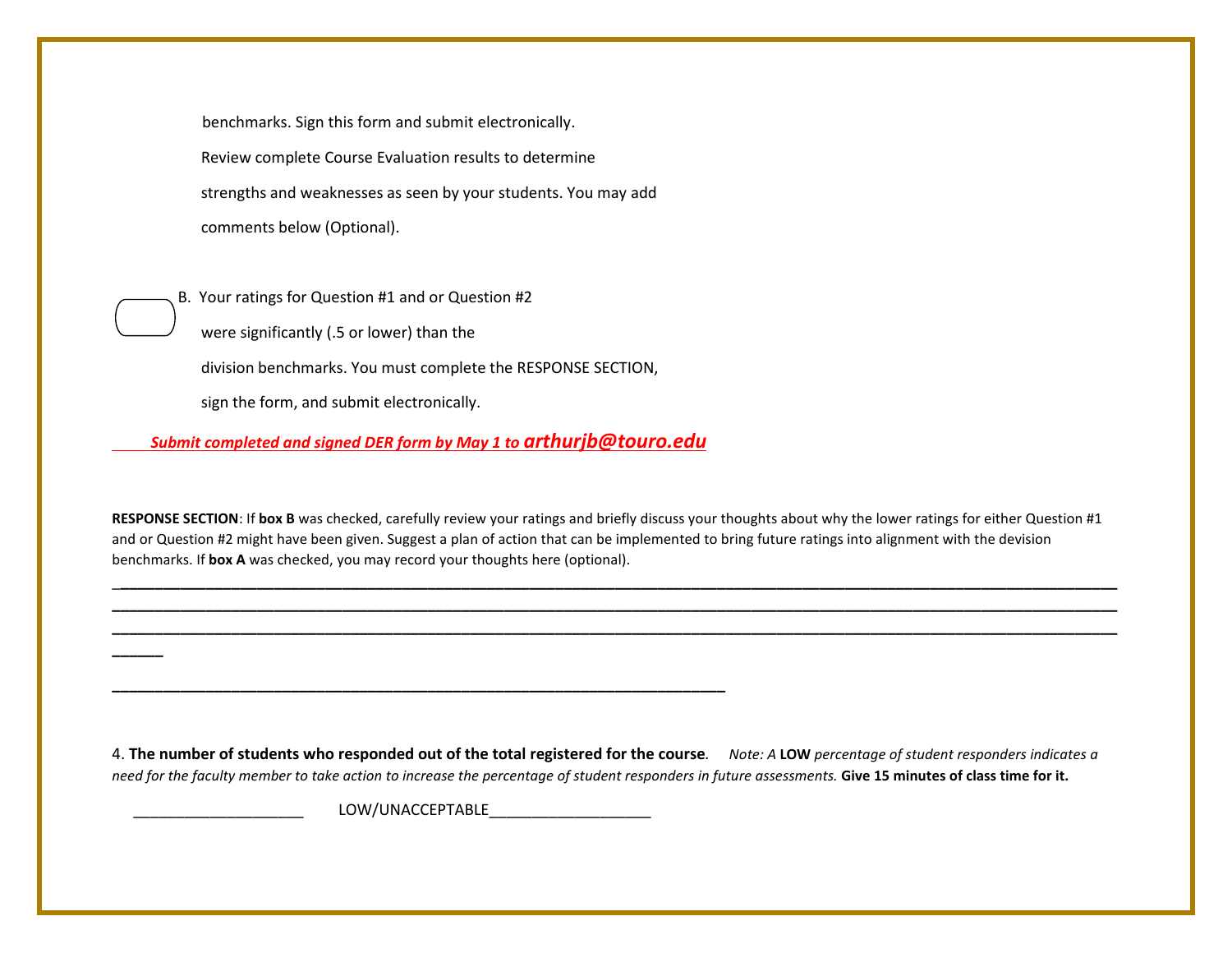benchmarks. Sign this form and submit electronically.

Review complete Course Evaluation results to determine strengths and weaknesses as seen by your students. You may add comments below (Optional).

☐ B. Your ratings for Question #1 and or Question #2 were significantly (.5 or lower) than the division benchmarks. You must complete the RESPONSE SECTION, sign the form, and submit electronically.

***Submit completed and signed DER form by May 1 to arthurjb@touro.edu***

**RESPONSE SECTION**: If **box B** was checked, carefully review your ratings and briefly discuss your thoughts about why the lower ratings for either Question #1 and or Question #2 might have been given. Suggest a plan of action that can be implemented to bring future ratings into alignment with the devision benchmarks. If **box A** was checked, you may record your thoughts here (optional).

________________________________________________________________________________________________________________________________________________________________________________________________________________________________________________________________________________________________________________

______________________________________________________________________________

4. **The number of students who responded out of the total registered for the course**. *Note: A* **LOW** *percentage of student responders indicates a need for the faculty member to take action to increase the percentage of student responders in future assessments.* **Give 15 minutes of class time for it.**

____________________ LOW/UNACCEPTABLE____________________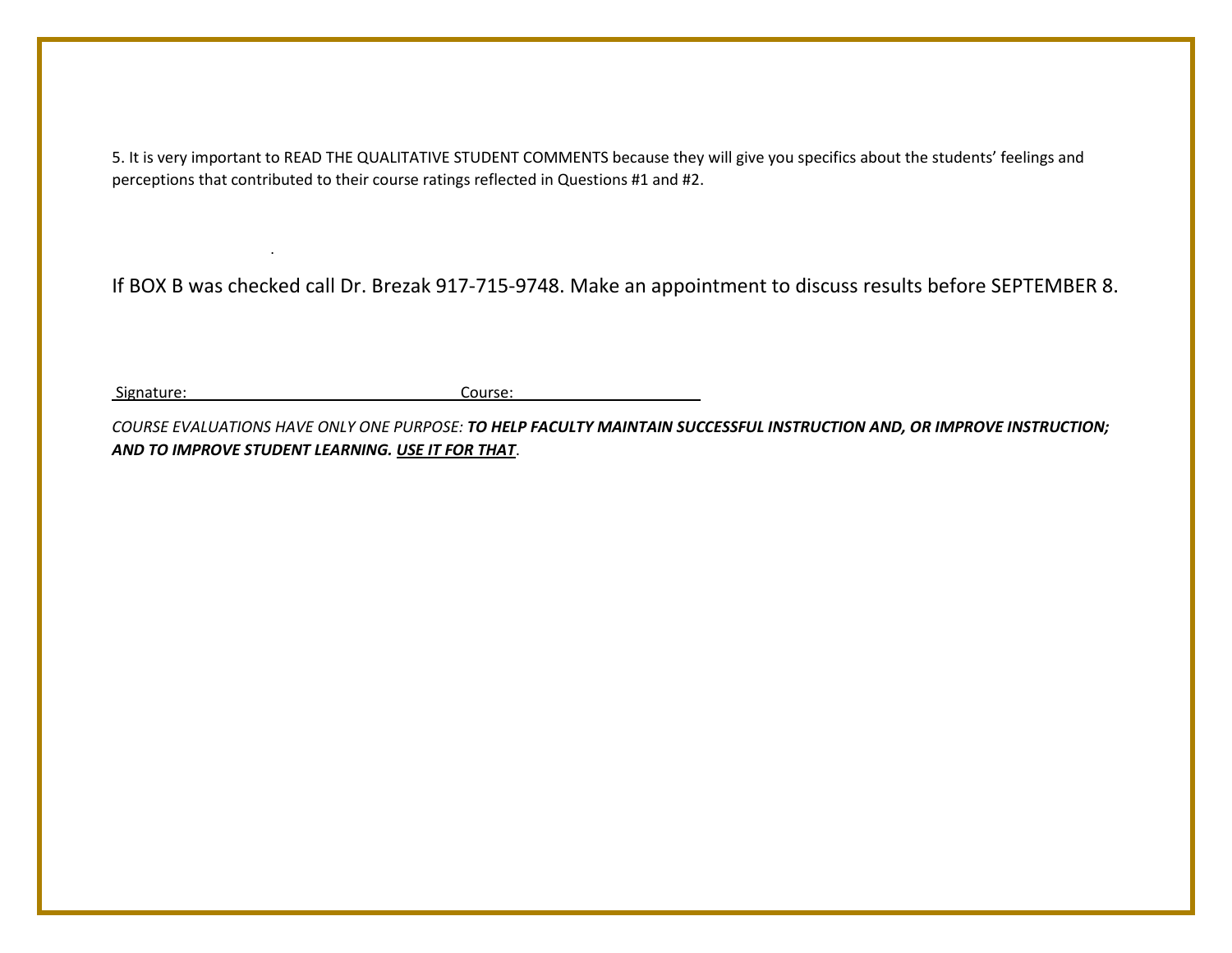5. It is very important to READ THE QUALITATIVE STUDENT COMMENTS because they will give you specifics about the students' feelings and perceptions that contributed to their course ratings reflected in Questions #1 and #2.

If BOX B was checked call Dr. Brezak 917-715-9748. Make an appointment to discuss results before SEPTEMBER 8.

Signature: \_\_\_\_\_\_\_\_\_\_\_\_\_\_\_\_\_\_\_\_\_\_\_\_\_\_\_\_\_\_ Course: \_\_\_\_\_\_\_\_\_\_\_\_\_\_\_\_\_\_\_\_\_\_

*COURSE EVALUATIONS HAVE ONLY ONE PURPOSE:* ***TO HELP FACULTY MAINTAIN SUCCESSFUL INSTRUCTION AND, OR IMPROVE INSTRUCTION; AND TO IMPROVE STUDENT LEARNING.*** ***<u>USE IT FOR THAT</u>***.